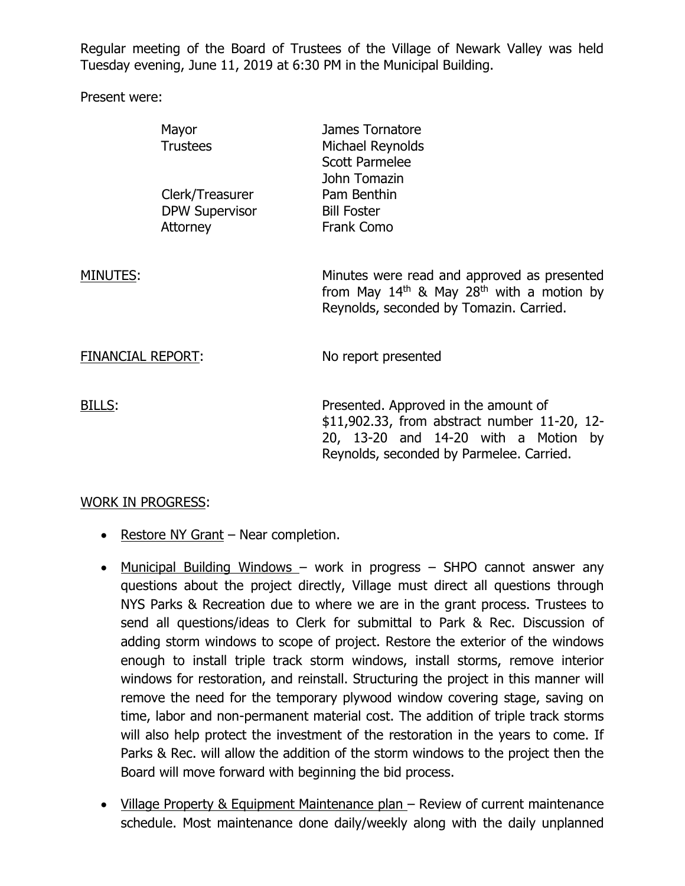Regular meeting of the Board of Trustees of the Village of Newark Valley was held Tuesday evening, June 11, 2019 at 6:30 PM in the Municipal Building.

Present were:

| | |
|---|---|
| Mayor | James Tornatore |
| Trustees | Michael Reynolds |
| | Scott Parmelee |
| | John Tomazin |
| Clerk/Treasurer | Pam Benthin |
| DPW Supervisor | Bill Foster |
| Attorney | Frank Como |

<u>MINUTES</u>: Minutes were read and approved as presented from May 14th & May 28th with a motion by Reynolds, seconded by Tomazin. Carried.

<u>FINANCIAL REPORT</u>: No report presented

<u>BILLS</u>: Presented. Approved in the amount of $11,902.33, from abstract number 11-20, 12-20, 13-20 and 14-20 with a Motion by Reynolds, seconded by Parmelee. Carried.

<u>WORK IN PROGRESS</u>:

- <u>Restore NY Grant</u> – Near completion.
- <u>Municipal Building Windows</u> – work in progress – SHPO cannot answer any questions about the project directly, Village must direct all questions through NYS Parks & Recreation due to where we are in the grant process. Trustees to send all questions/ideas to Clerk for submittal to Park & Rec. Discussion of adding storm windows to scope of project. Restore the exterior of the windows enough to install triple track storm windows, install storms, remove interior windows for restoration, and reinstall. Structuring the project in this manner will remove the need for the temporary plywood window covering stage, saving on time, labor and non-permanent material cost. The addition of triple track storms will also help protect the investment of the restoration in the years to come. If Parks & Rec. will allow the addition of the storm windows to the project then the Board will move forward with beginning the bid process.
- <u>Village Property & Equipment Maintenance plan</u> – Review of current maintenance schedule. Most maintenance done daily/weekly along with the daily unplanned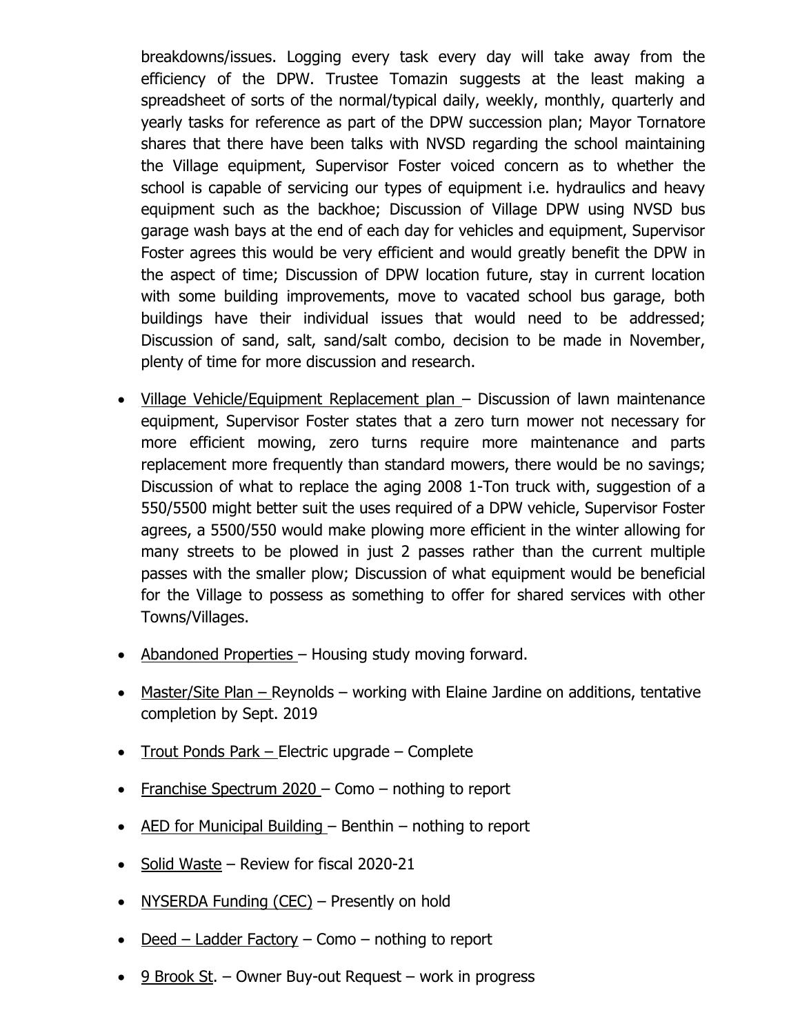breakdowns/issues. Logging every task every day will take away from the efficiency of the DPW. Trustee Tomazin suggests at the least making a spreadsheet of sorts of the normal/typical daily, weekly, monthly, quarterly and yearly tasks for reference as part of the DPW succession plan; Mayor Tornatore shares that there have been talks with NVSD regarding the school maintaining the Village equipment, Supervisor Foster voiced concern as to whether the school is capable of servicing our types of equipment i.e. hydraulics and heavy equipment such as the backhoe; Discussion of Village DPW using NVSD bus garage wash bays at the end of each day for vehicles and equipment, Supervisor Foster agrees this would be very efficient and would greatly benefit the DPW in the aspect of time; Discussion of DPW location future, stay in current location with some building improvements, move to vacated school bus garage, both buildings have their individual issues that would need to be addressed; Discussion of sand, salt, sand/salt combo, decision to be made in November, plenty of time for more discussion and research.

- Village Vehicle/Equipment Replacement plan – Discussion of lawn maintenance equipment, Supervisor Foster states that a zero turn mower not necessary for more efficient mowing, zero turns require more maintenance and parts replacement more frequently than standard mowers, there would be no savings; Discussion of what to replace the aging 2008 1-Ton truck with, suggestion of a 550/5500 might better suit the uses required of a DPW vehicle, Supervisor Foster agrees, a 5500/550 would make plowing more efficient in the winter allowing for many streets to be plowed in just 2 passes rather than the current multiple passes with the smaller plow; Discussion of what equipment would be beneficial for the Village to possess as something to offer for shared services with other Towns/Villages.
- Abandoned Properties – Housing study moving forward.
- Master/Site Plan – Reynolds – working with Elaine Jardine on additions, tentative completion by Sept. 2019
- Trout Ponds Park – Electric upgrade – Complete
- Franchise Spectrum 2020 – Como – nothing to report
- AED for Municipal Building – Benthin – nothing to report
- Solid Waste – Review for fiscal 2020-21
- NYSERDA Funding (CEC) – Presently on hold
- Deed – Ladder Factory – Como – nothing to report
- 9 Brook St. – Owner Buy-out Request – work in progress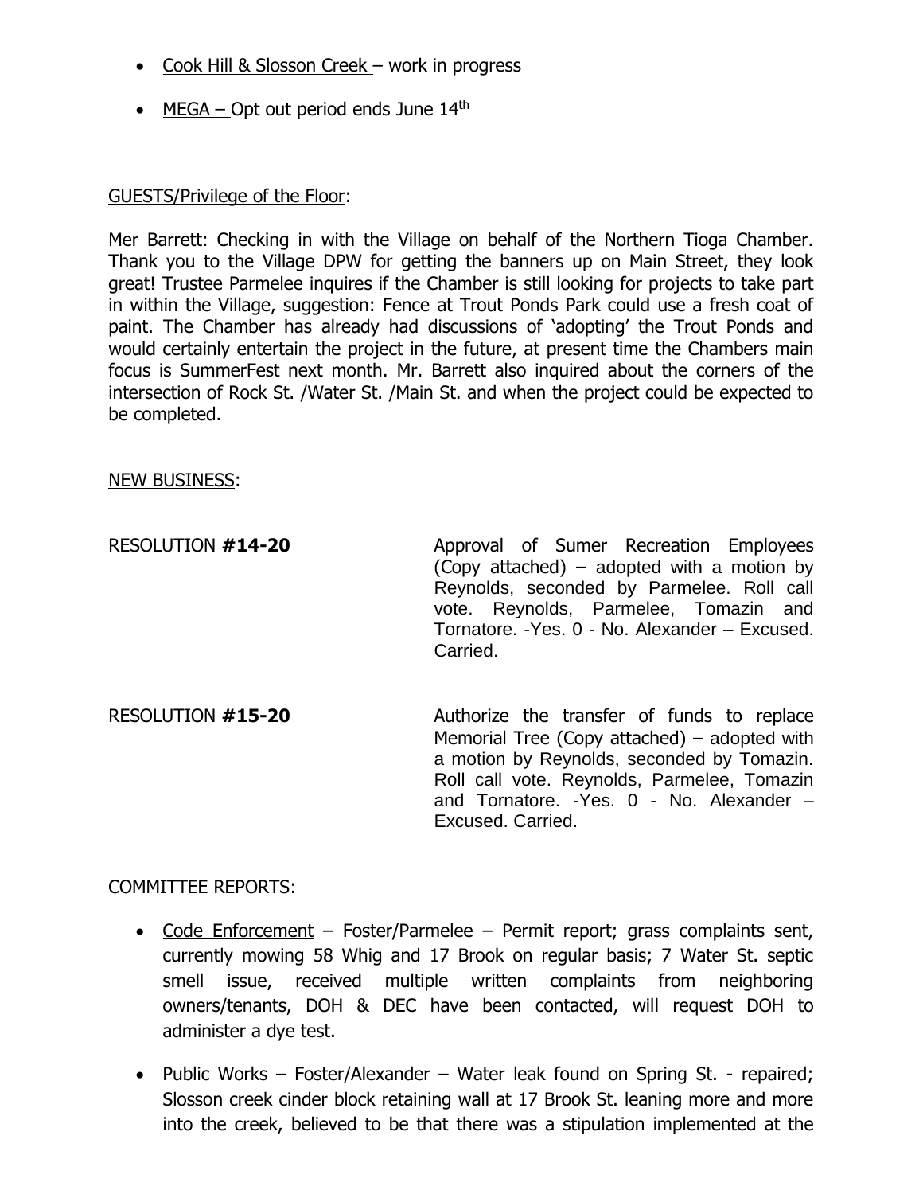- Cook Hill & Slosson Creek – work in progress
- MEGA – Opt out period ends June 14th

GUESTS/Privilege of the Floor:

Mer Barrett: Checking in with the Village on behalf of the Northern Tioga Chamber. Thank you to the Village DPW for getting the banners up on Main Street, they look great! Trustee Parmelee inquires if the Chamber is still looking for projects to take part in within the Village, suggestion: Fence at Trout Ponds Park could use a fresh coat of paint. The Chamber has already had discussions of 'adopting' the Trout Ponds and would certainly entertain the project in the future, at present time the Chambers main focus is SummerFest next month. Mr. Barrett also inquired about the corners of the intersection of Rock St. /Water St. /Main St. and when the project could be expected to be completed.

NEW BUSINESS:

RESOLUTION **#14-20** — Approval of Sumer Recreation Employees (Copy attached) – adopted with a motion by Reynolds, seconded by Parmelee. Roll call vote. Reynolds, Parmelee, Tomazin and Tornatore. -Yes. 0 - No. Alexander – Excused. Carried.

RESOLUTION **#15-20** — Authorize the transfer of funds to replace Memorial Tree (Copy attached) – adopted with a motion by Reynolds, seconded by Tomazin. Roll call vote. Reynolds, Parmelee, Tomazin and Tornatore. -Yes. 0 - No. Alexander – Excused. Carried.

COMMITTEE REPORTS:

- Code Enforcement – Foster/Parmelee – Permit report; grass complaints sent, currently mowing 58 Whig and 17 Brook on regular basis; 7 Water St. septic smell issue, received multiple written complaints from neighboring owners/tenants, DOH & DEC have been contacted, will request DOH to administer a dye test.
- Public Works – Foster/Alexander – Water leak found on Spring St. - repaired; Slosson creek cinder block retaining wall at 17 Brook St. leaning more and more into the creek, believed to be that there was a stipulation implemented at the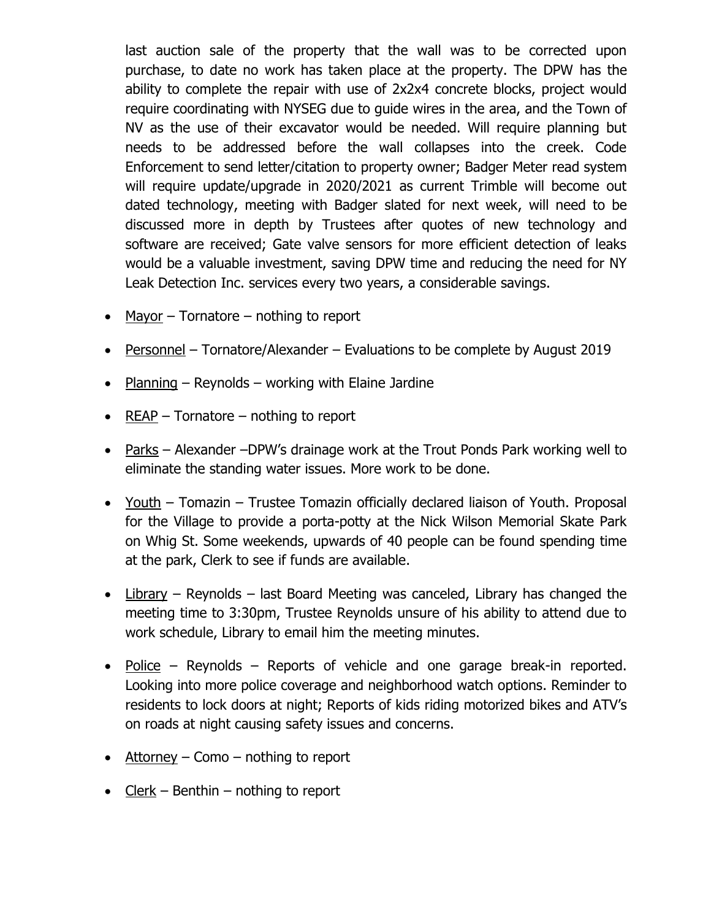last auction sale of the property that the wall was to be corrected upon purchase, to date no work has taken place at the property. The DPW has the ability to complete the repair with use of 2x2x4 concrete blocks, project would require coordinating with NYSEG due to guide wires in the area, and the Town of NV as the use of their excavator would be needed. Will require planning but needs to be addressed before the wall collapses into the creek. Code Enforcement to send letter/citation to property owner; Badger Meter read system will require update/upgrade in 2020/2021 as current Trimble will become out dated technology, meeting with Badger slated for next week, will need to be discussed more in depth by Trustees after quotes of new technology and software are received; Gate valve sensors for more efficient detection of leaks would be a valuable investment, saving DPW time and reducing the need for NY Leak Detection Inc. services every two years, a considerable savings.

- Mayor – Tornatore – nothing to report
- Personnel – Tornatore/Alexander – Evaluations to be complete by August 2019
- Planning – Reynolds – working with Elaine Jardine
- REAP – Tornatore – nothing to report
- Parks – Alexander –DPW's drainage work at the Trout Ponds Park working well to eliminate the standing water issues. More work to be done.
- Youth – Tomazin – Trustee Tomazin officially declared liaison of Youth. Proposal for the Village to provide a porta-potty at the Nick Wilson Memorial Skate Park on Whig St. Some weekends, upwards of 40 people can be found spending time at the park, Clerk to see if funds are available.
- Library – Reynolds – last Board Meeting was canceled, Library has changed the meeting time to 3:30pm, Trustee Reynolds unsure of his ability to attend due to work schedule, Library to email him the meeting minutes.
- Police – Reynolds – Reports of vehicle and one garage break-in reported. Looking into more police coverage and neighborhood watch options. Reminder to residents to lock doors at night; Reports of kids riding motorized bikes and ATV's on roads at night causing safety issues and concerns.
- Attorney – Como – nothing to report
- Clerk – Benthin – nothing to report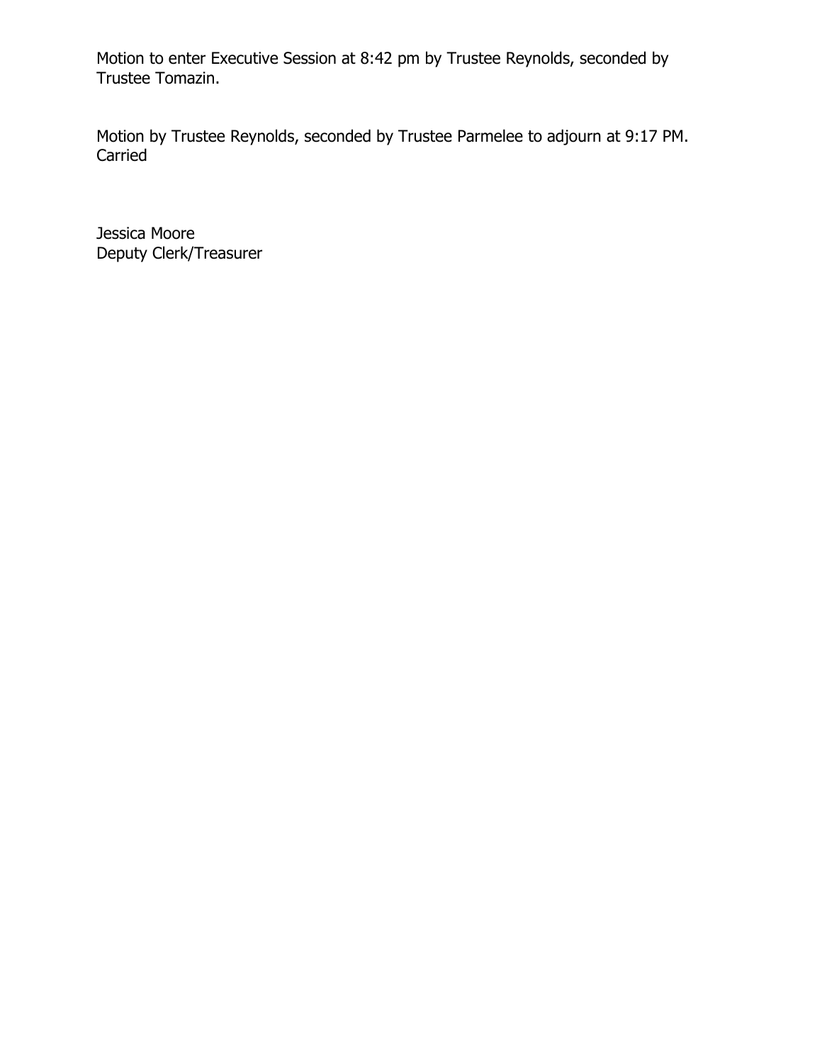Motion to enter Executive Session at 8:42 pm by Trustee Reynolds, seconded by Trustee Tomazin.

Motion by Trustee Reynolds, seconded by Trustee Parmelee to adjourn at 9:17 PM. Carried

Jessica Moore
Deputy Clerk/Treasurer